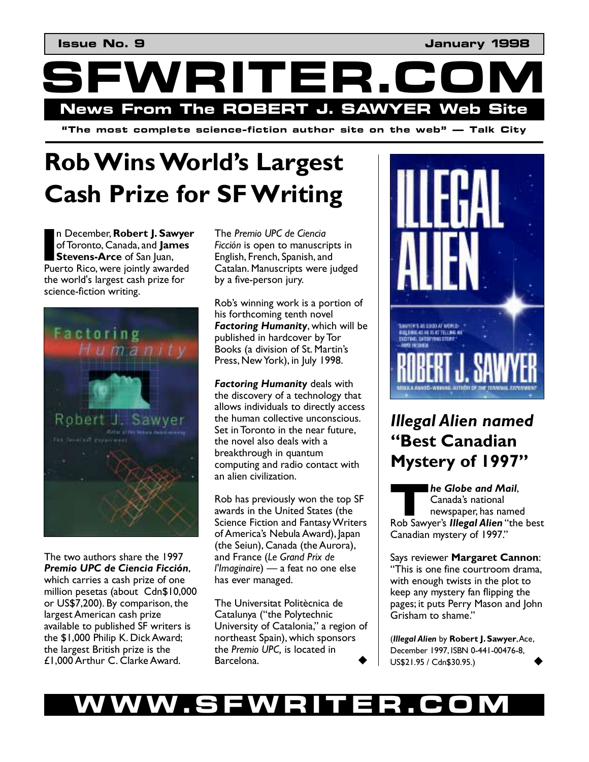**Issue No. 9** **January 1998**

# SFWRITER.COM

## News From The ROBERT J. SAWYER Web Site

**"The most complete science-fiction author site on the web" — Talk City**

# Rob Wins World's Largest Cash Prize for SF Writing

In December, **Robert J. Sawyer** of Toronto, Canada, and **James Stevens-Arce** of San Juan, Puerto Rico, were jointly awarded the world's largest cash prize for science-fiction writing.

The two authors share the 1997 ***Premio UPC de Ciencia Ficción***, which carries a cash prize of one million pesetas (about Cdn$10,000 or US$7,200). By comparison, the largest American cash prize available to published SF writers is the $1,000 Philip K. Dick Award; the largest British prize is the £1,000 Arthur C. Clarke Award.

The *Premio UPC de Ciencia Ficción* is open to manuscripts in English, French, Spanish, and Catalan. Manuscripts were judged by a five-person jury.

Rob's winning work is a portion of his forthcoming tenth novel ***Factoring Humanity***, which will be published in hardcover by Tor Books (a division of St. Martin's Press, New York), in July 1998.

***Factoring Humanity*** deals with the discovery of a technology that allows individuals to directly access the human collective unconscious. Set in Toronto in the near future, the novel also deals with a breakthrough in quantum computing and radio contact with an alien civilization.

Rob has previously won the top SF awards in the United States (the Science Fiction and Fantasy Writers of America's Nebula Award), Japan (the Seiun), Canada (the Aurora), and France (*Le Grand Prix de l'Imaginaire*) — a feat no one else has ever managed.

The Universitat Politècnica de Catalunya ("the Polytechnic University of Catalonia," a region of northeast Spain), which sponsors the *Premio UPC,* is located in Barcelona. ◆

## *Illegal Alien* named "Best Canadian Mystery of 1997"

***The Globe and Mail***, Canada's national newspaper, has named Rob Sawyer's ***Illegal Alien*** "the best Canadian mystery of 1997."

Says reviewer **Margaret Cannon**: "This is one fine courtroom drama, with enough twists in the plot to keep any mystery fan flipping the pages; it puts Perry Mason and John Grisham to shame."

(***Illegal Alien*** by **Robert J. Sawyer**, Ace, December 1997, ISBN 0-441-00476-8, US$21.95 / Cdn$30.95.) ◆

**WWW.SFWRITER.COM**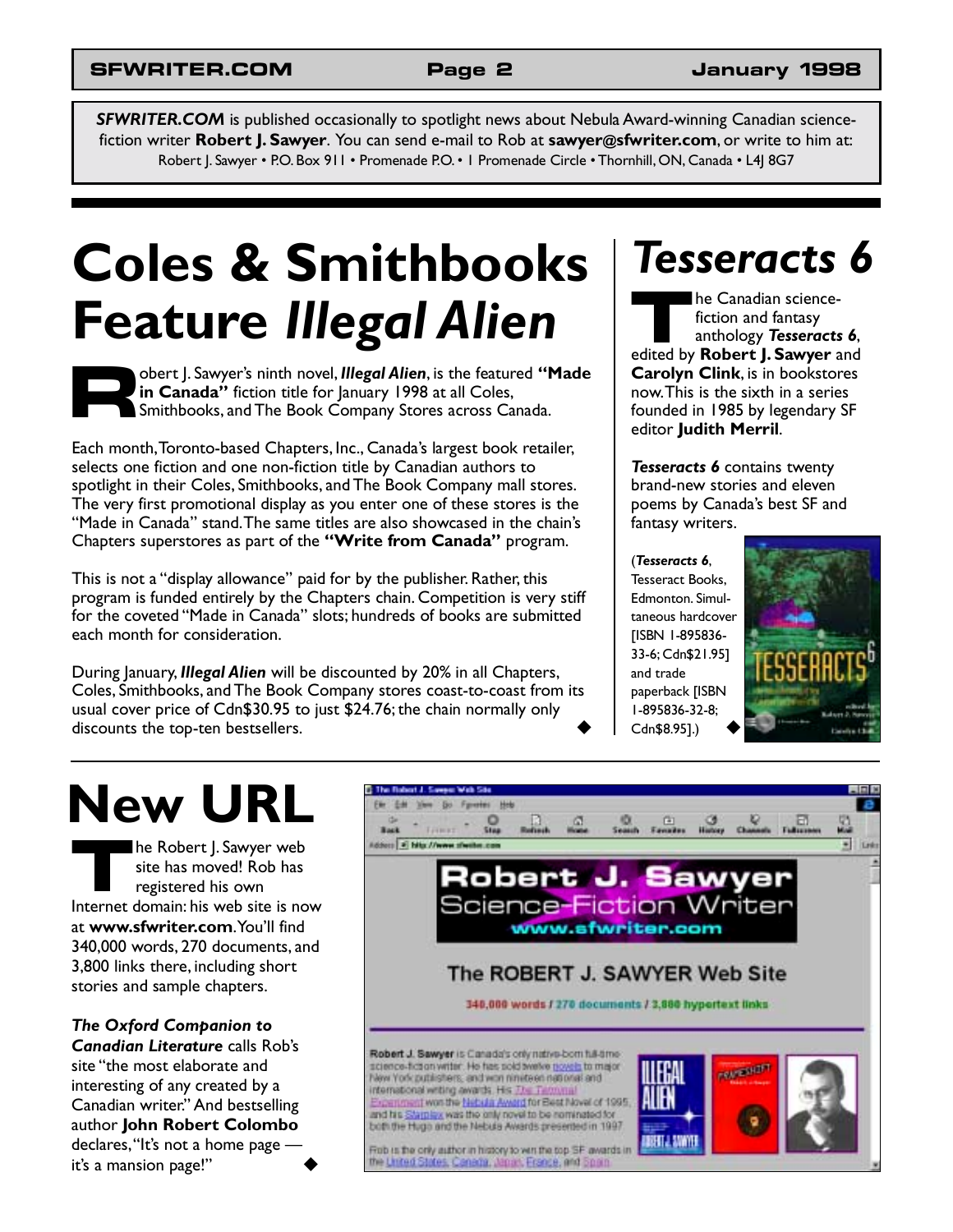*SFWRITER.COM* is published occasionally to spotlight news about Nebula Award-winning Canadian science-fiction writer **Robert J. Sawyer**. You can send e-mail to Rob at **sawyer@sfwriter.com**, or write to him at:
Robert J. Sawyer • P.O. Box 911 • Promenade P.O. • 1 Promenade Circle • Thornhill, ON, Canada • L4J 8G7

# Coles & Smithbooks Feature *Illegal Alien*

Robert J. Sawyer's ninth novel, ***Illegal Alien***, is the featured **"Made in Canada"** fiction title for January 1998 at all Coles, Smithbooks, and The Book Company Stores across Canada.

Each month, Toronto-based Chapters, Inc., Canada's largest book retailer, selects one fiction and one non-fiction title by Canadian authors to spotlight in their Coles, Smithbooks, and The Book Company mall stores. The very first promotional display as you enter one of these stores is the "Made in Canada" stand. The same titles are also showcased in the chain's Chapters superstores as part of the **"Write from Canada"** program.

This is not a "display allowance" paid for by the publisher. Rather, this program is funded entirely by the Chapters chain. Competition is very stiff for the coveted "Made in Canada" slots; hundreds of books are submitted each month for consideration.

During January, ***Illegal Alien*** will be discounted by 20% in all Chapters, Coles, Smithbooks, and The Book Company stores coast-to-coast from its usual cover price of Cdn$30.95 to just $24.76; the chain normally only discounts the top-ten bestsellers. ◆

# *Tesseracts 6*

The Canadian science-fiction and fantasy anthology ***Tesseracts 6***, edited by **Robert J. Sawyer** and **Carolyn Clink**, is in bookstores now. This is the sixth in a series founded in 1985 by legendary SF editor **Judith Merril**.

***Tesseracts 6*** contains twenty brand-new stories and eleven poems by Canada's best SF and fantasy writers.

(***Tesseracts 6***, Tesseract Books, Edmonton. Simultaneous hardcover [ISBN 1-895836-33-6; Cdn$21.95] and trade paperback [ISBN 1-895836-32-8; Cdn$8.95].) ◆

# New URL

The Robert J. Sawyer web site has moved! Rob has registered his own Internet domain: his web site is now at **www.sfwriter.com**. You'll find 340,000 words, 270 documents, and 3,800 links there, including short stories and sample chapters.

***The Oxford Companion to Canadian Literature*** calls Rob's site "the most elaborate and interesting of any created by a Canadian writer." And bestselling author **John Robert Colombo** declares, "It's not a home page — it's a mansion page!" ◆